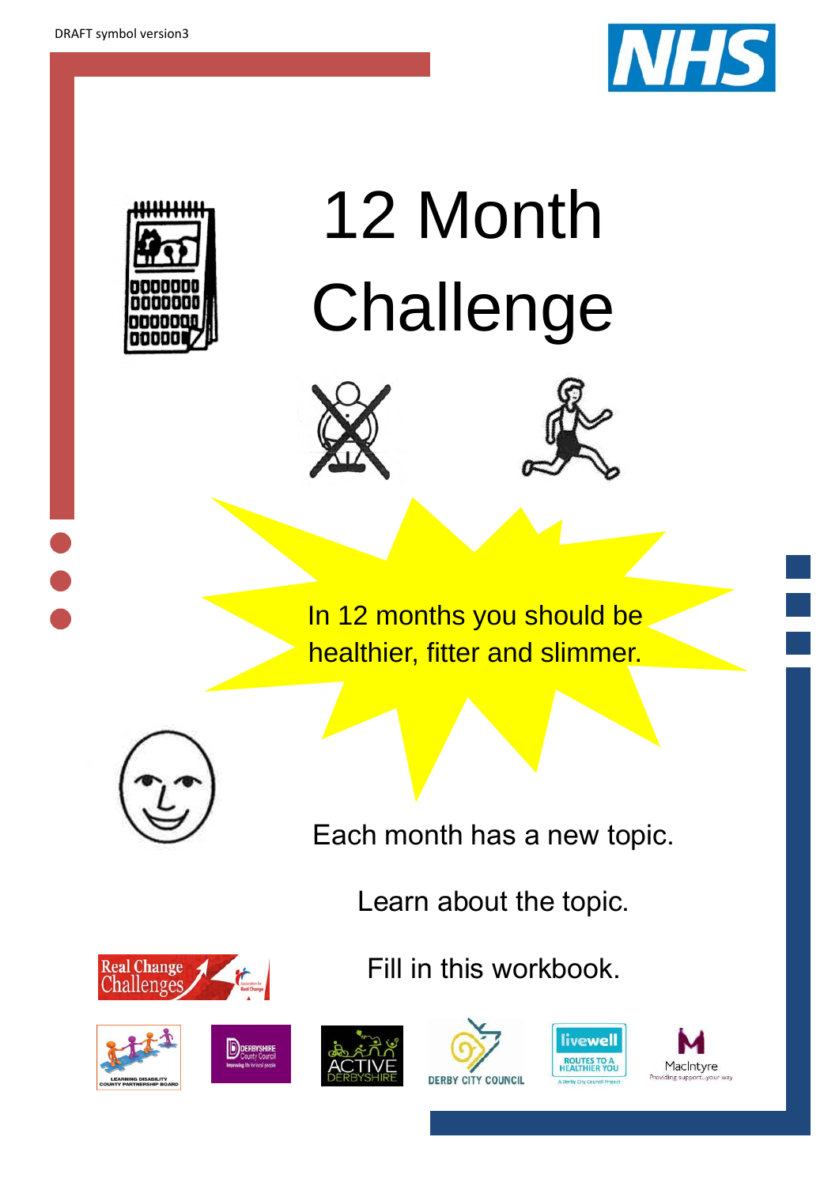DRAFT symbol version3

# 12 Month Challenge

In 12 months you should be healthier, fitter and slimmer.

Each month has a new topic.

Learn about the topic.

Fill in this workbook.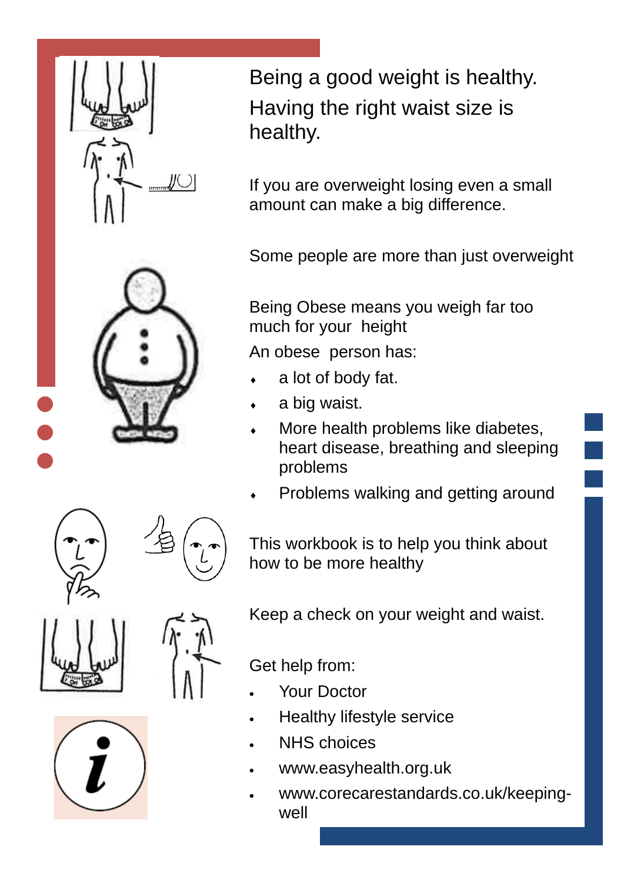Being a good weight is healthy.
Having the right waist size is healthy.

If you are overweight losing even a small amount can make a big difference.

Some people are more than just overweight

Being Obese means you weigh far too much for your height

An obese person has:

- a lot of body fat.
- a big waist.
- More health problems like diabetes, heart disease, breathing and sleeping problems
- Problems walking and getting around

This workbook is to help you think about how to be more healthy

Keep a check on your weight and waist.

Get help from:

- Your Doctor
- Healthy lifestyle service
- NHS choices
- www.easyhealth.org.uk
- www.corecarestandards.co.uk/keeping-well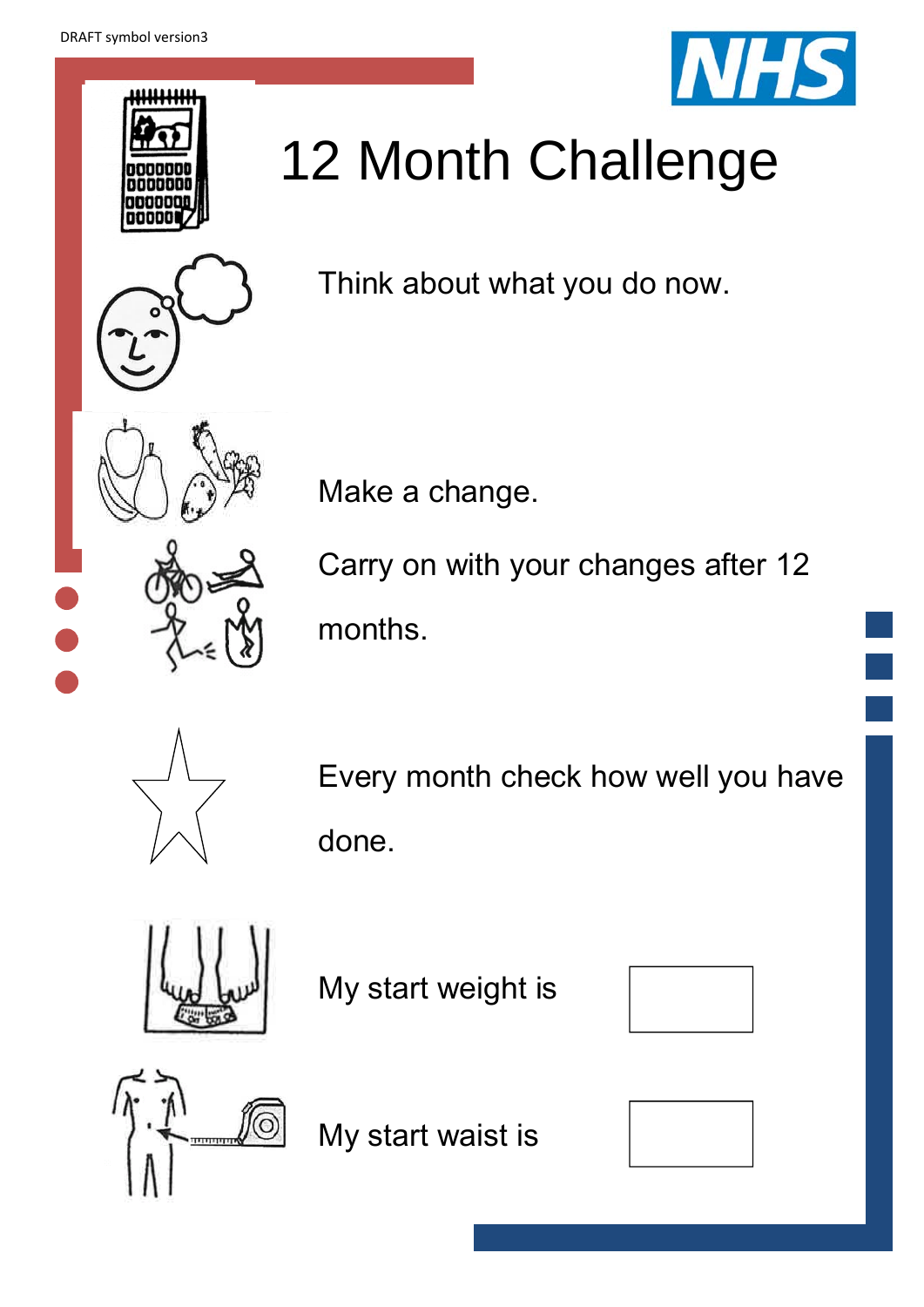# 12 Month Challenge

Think about what you do now.

Make a change.

Carry on with your changes after 12 months.

Every month check how well you have done.

My start weight is

My start waist is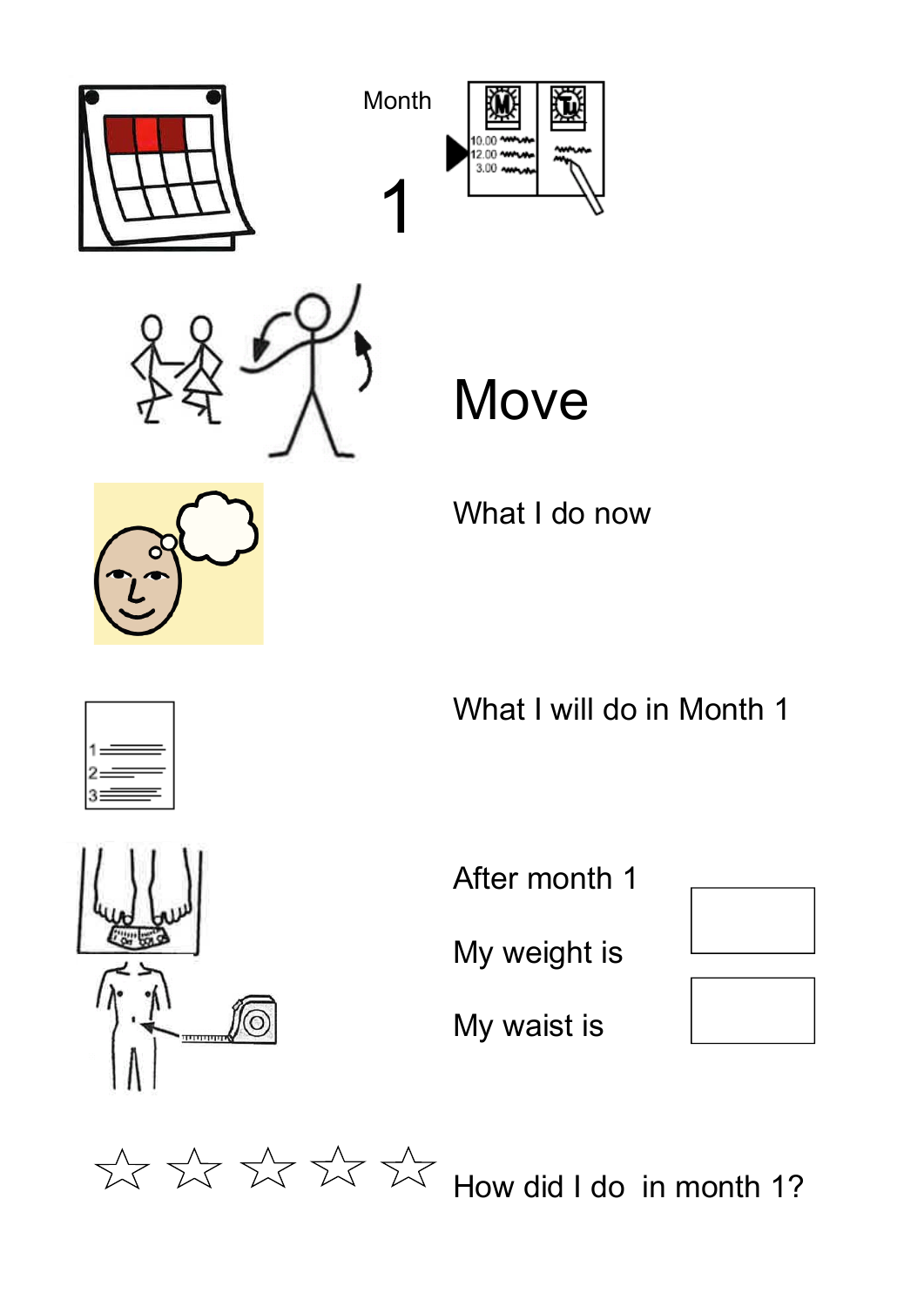Month

1

# Move

What I do now

What I will do in Month 1

After month 1

My weight is

My waist is

☆ ☆ ☆ ☆ ☆ How did I do in month 1?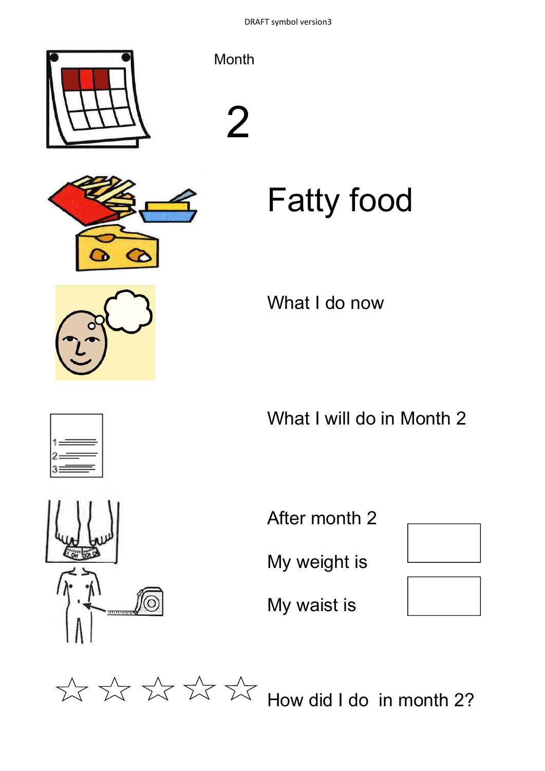DRAFT symbol version3

Month

# 2

# Fatty food

What I do now

What I will do in Month 2

After month 2

My weight is

My waist is

☆ ☆ ☆ ☆ ☆ How did I do in month 2?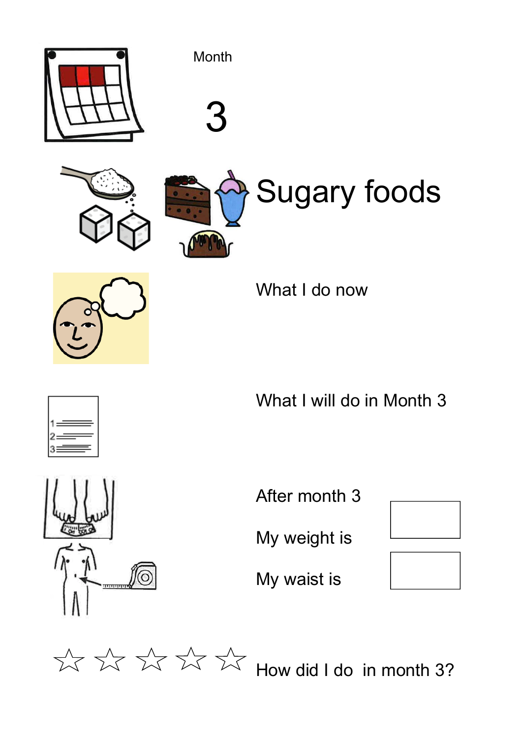Month

# 3

# Sugary foods

What I do now

What I will do in Month 3

After month 3

My weight is

My waist is

☆ ☆ ☆ ☆ ☆ How did I do in month 3?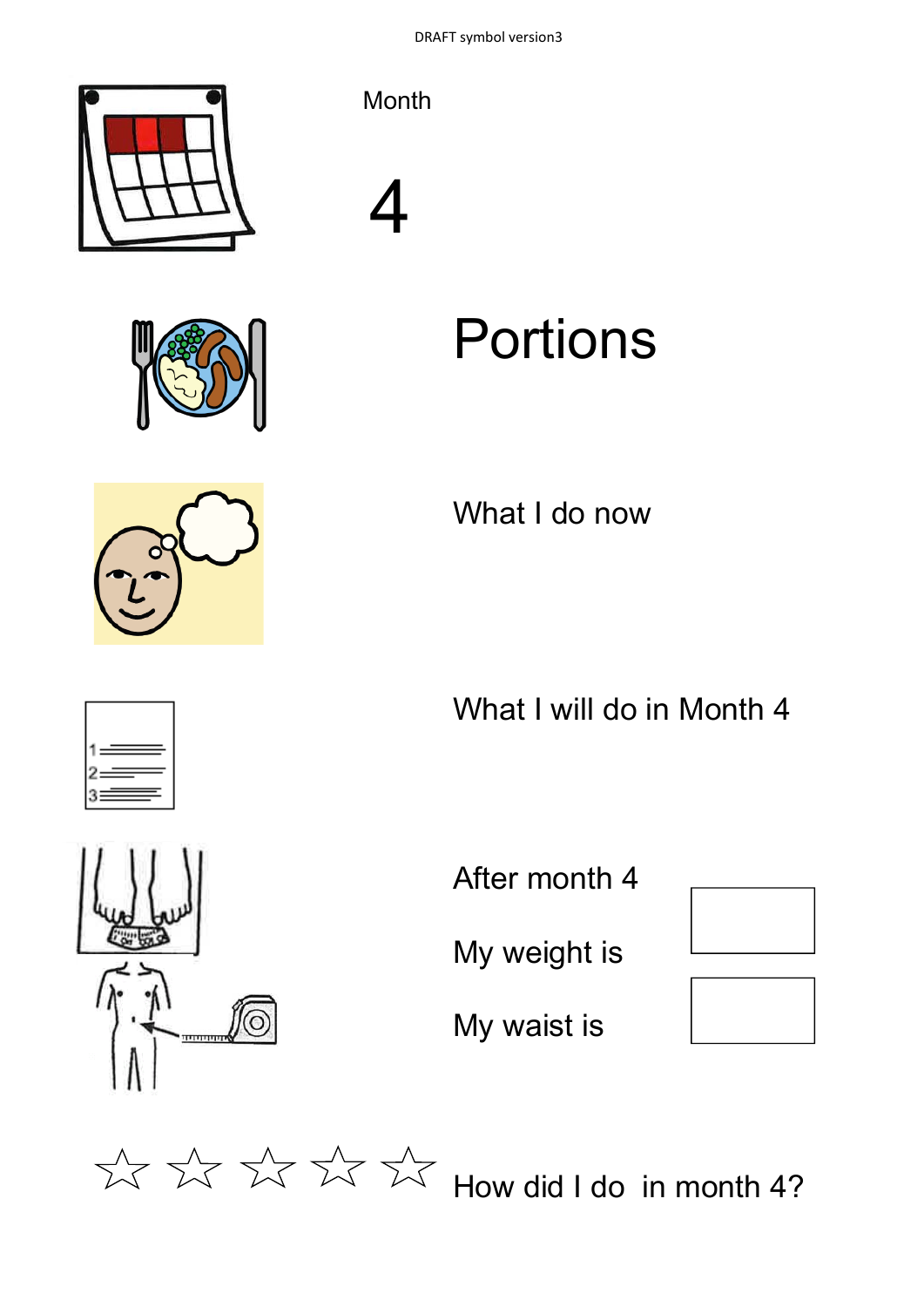DRAFT symbol version3

Month

# 4

# Portions

What I do now

What I will do in Month 4

After month 4

| | |
|---|---|
| My weight is | |
| My waist is | |

☆ ☆ ☆ ☆ ☆ How did I do in month 4?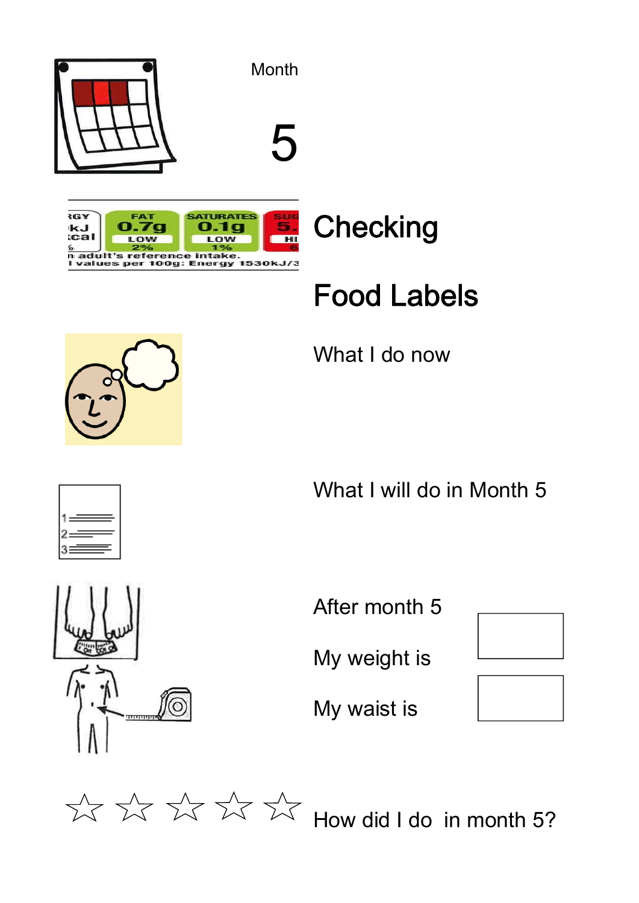Month

5

# Checking

# Food Labels

What I do now

What I will do in Month 5

After month 5

My weight is

My waist is

☆ ☆ ☆ ☆ ☆ How did I do in month 5?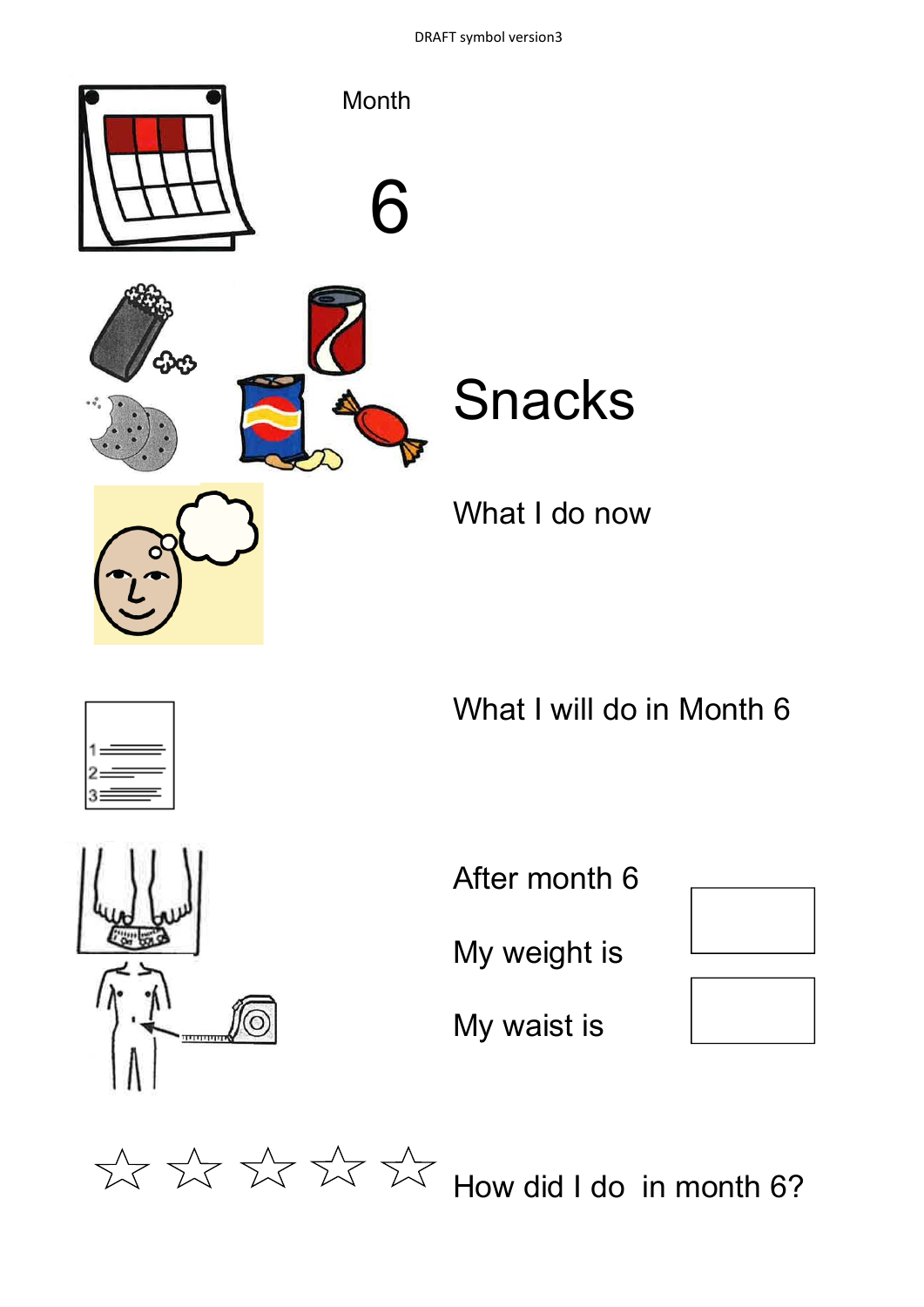DRAFT symbol version3

Month

6

# Snacks

What I do now

What I will do in Month 6

After month 6

My weight is

My waist is

☆ ☆ ☆ ☆ ☆ How did I do in month 6?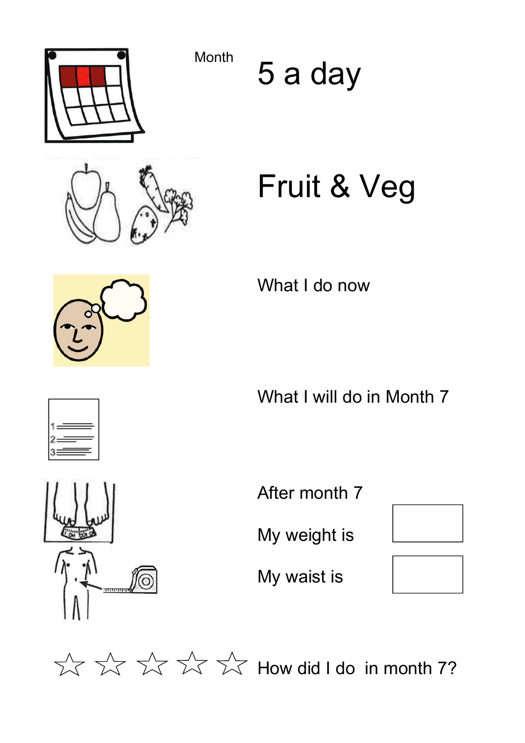Month

# 5 a day

# Fruit & Veg

What I do now

What I will do in Month 7

After month 7

My weight is

My waist is

☆ ☆ ☆ ☆ ☆ How did I do in month 7?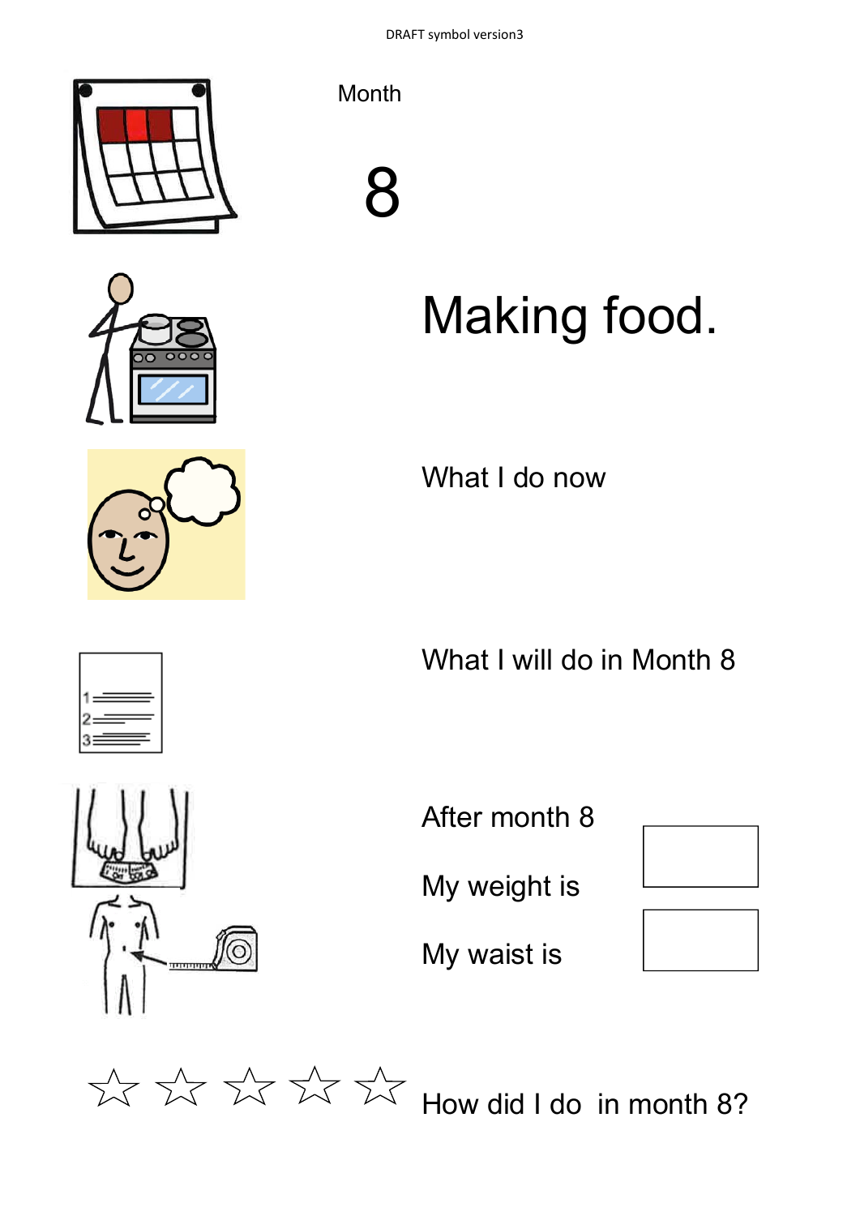DRAFT symbol version3

Month

8

# Making food.

What I do now

What I will do in Month 8

After month 8

My weight is

My waist is

☆ ☆ ☆ ☆ ☆ How did I do in month 8?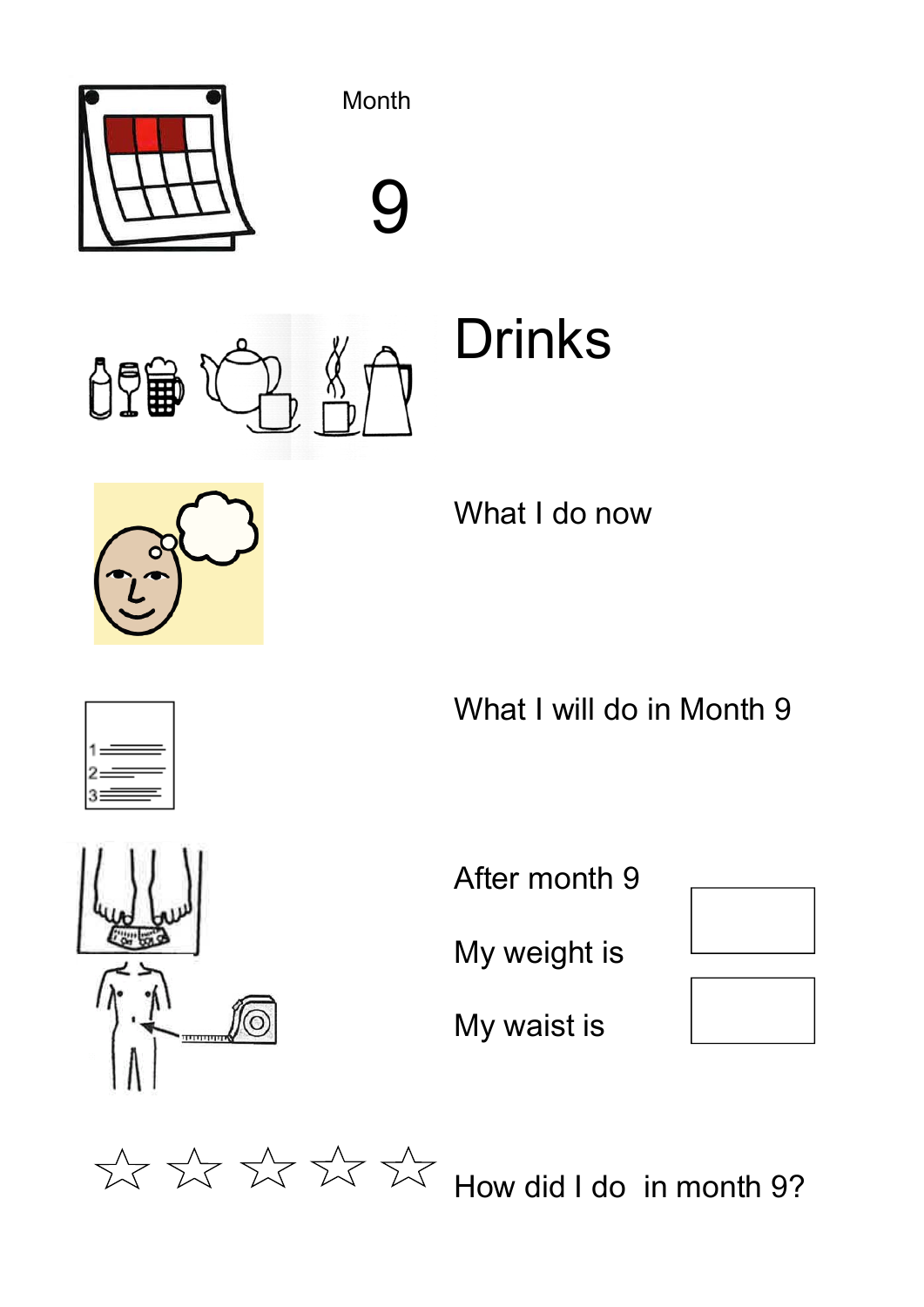Month

9

# Drinks

What I do now

What I will do in Month 9

After month 9

My weight is

My waist is

☆ ☆ ☆ ☆ ☆ How did I do in month 9?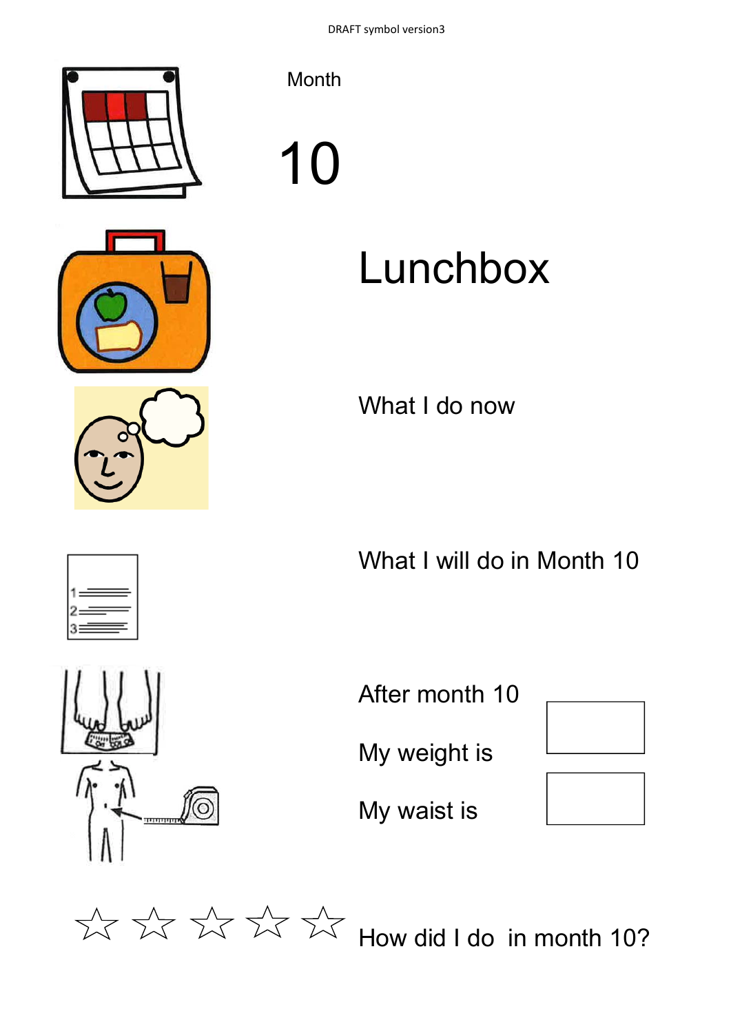Month

# 10

# Lunchbox

What I do now

What I will do in Month 10

After month 10

| | |
|---|---|
| My weight is | |
| My waist is | |

☆ ☆ ☆ ☆ ☆ How did I do in month 10?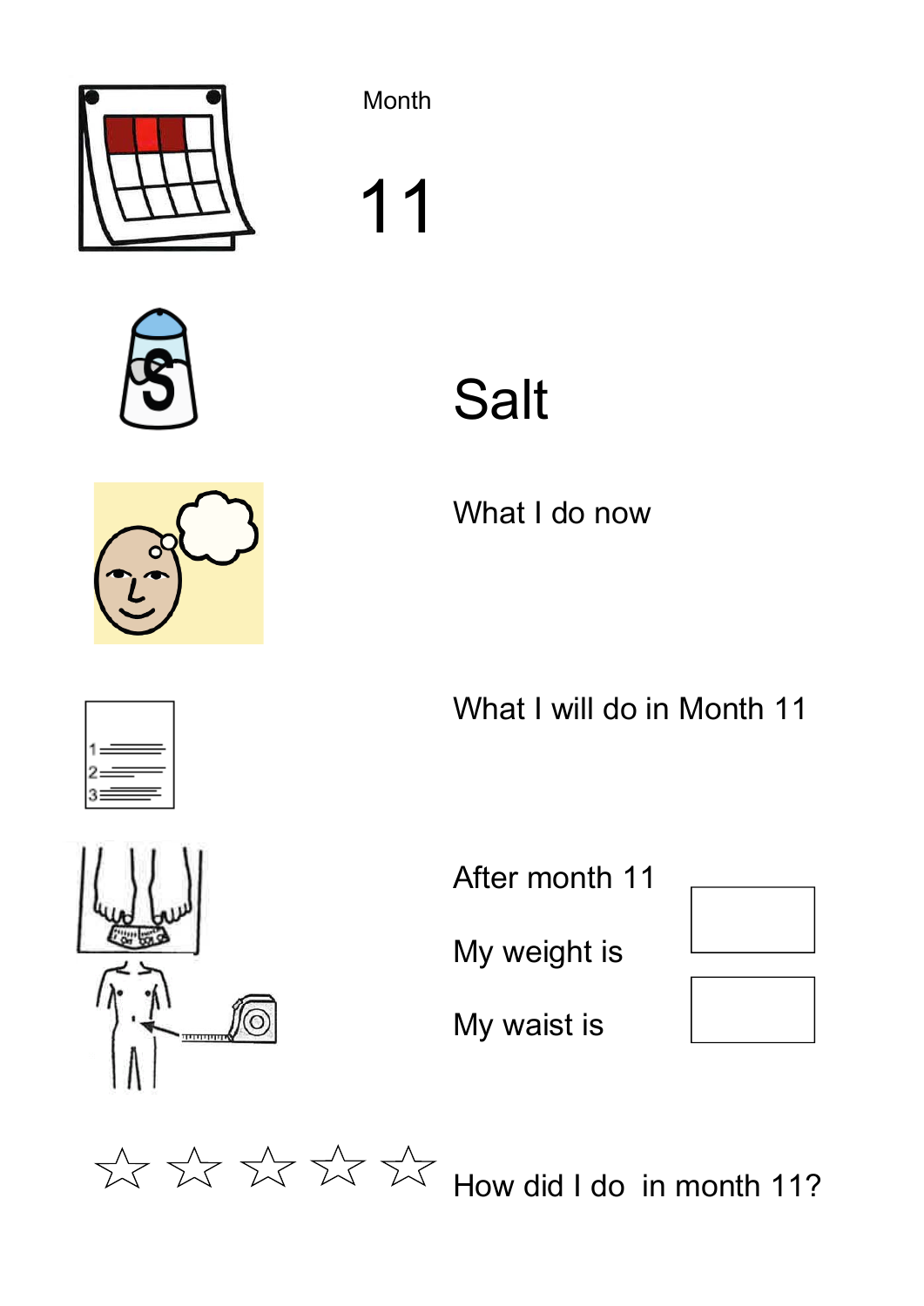Month

# 11

# Salt

What I do now

What I will do in Month 11

After month 11

My weight is

My waist is

☆ ☆ ☆ ☆ ☆ How did I do in month 11?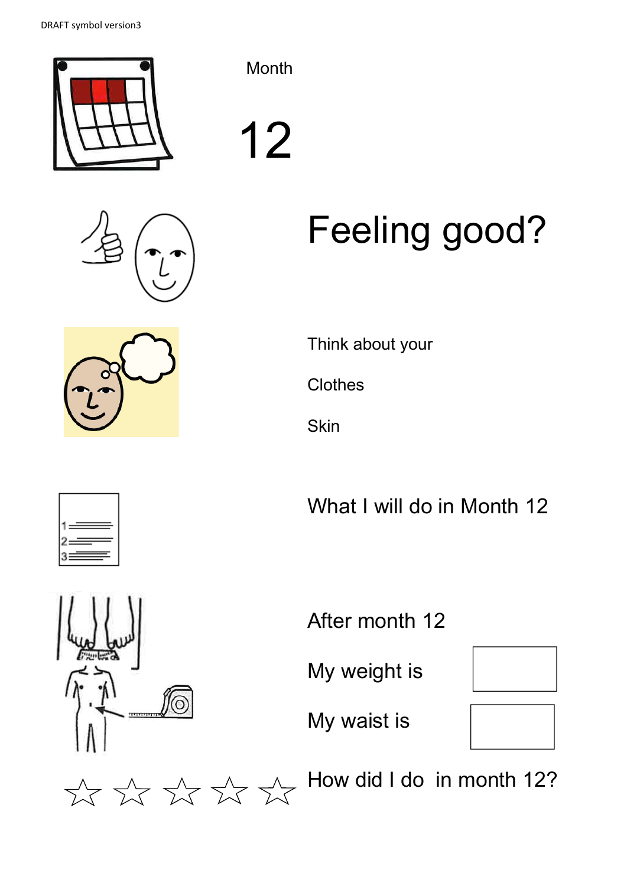Month

# 12

# Feeling good?

Think about your

Clothes

Skin

What I will do in Month 12

After month 12

My weight is

My waist is

How did I do in month 12?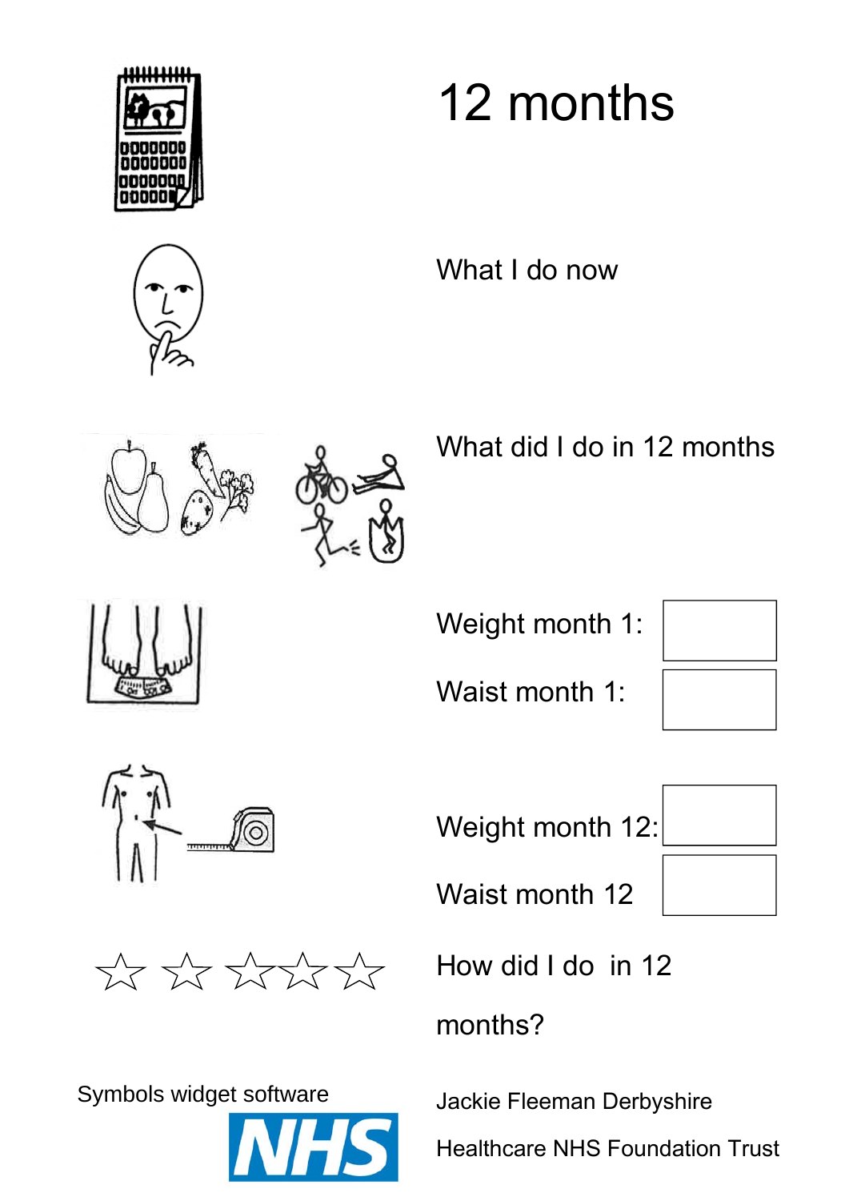# 12 months

What I do now

What did I do in 12 months

| | |
|---|---|
| Weight month 1: | |
| Waist month 1: | |
| Weight month 12: | |
| Waist month 12 | |

☆ ☆ ☆ ☆ ☆

How did I do in 12 months?

Symbols widget software

NHS

Jackie Fleeman Derbyshire Healthcare NHS Foundation Trust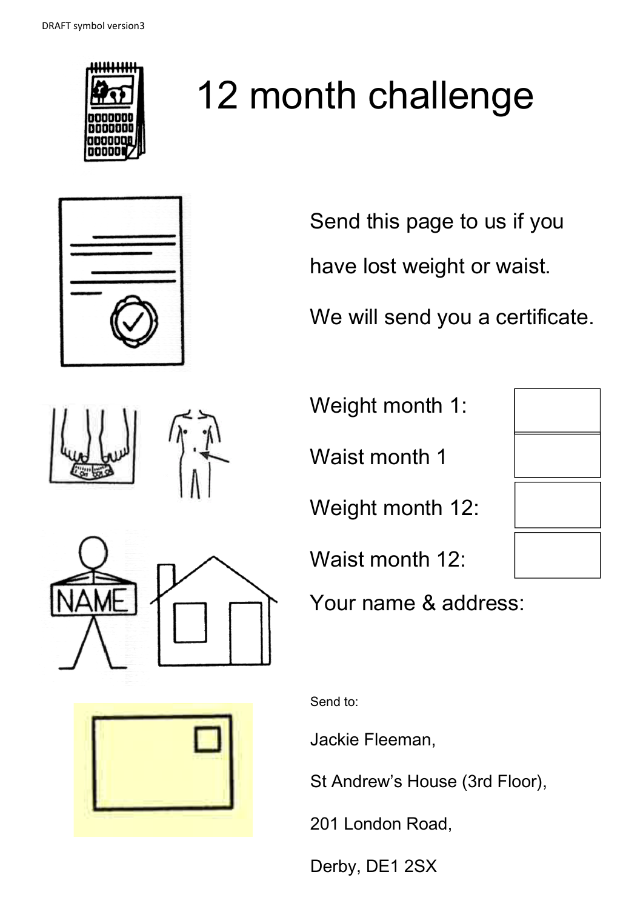DRAFT symbol version3

# 12 month challenge

Send this page to us if you have lost weight or waist.

We will send you a certificate.

| | |
|---|---|
| Weight month 1: | |
| Waist month 1 | |
| Weight month 12: | |
| Waist month 12: | |

Your name & address:

Send to:

Jackie Fleeman,

St Andrew's House (3rd Floor),

201 London Road,

Derby, DE1 2SX